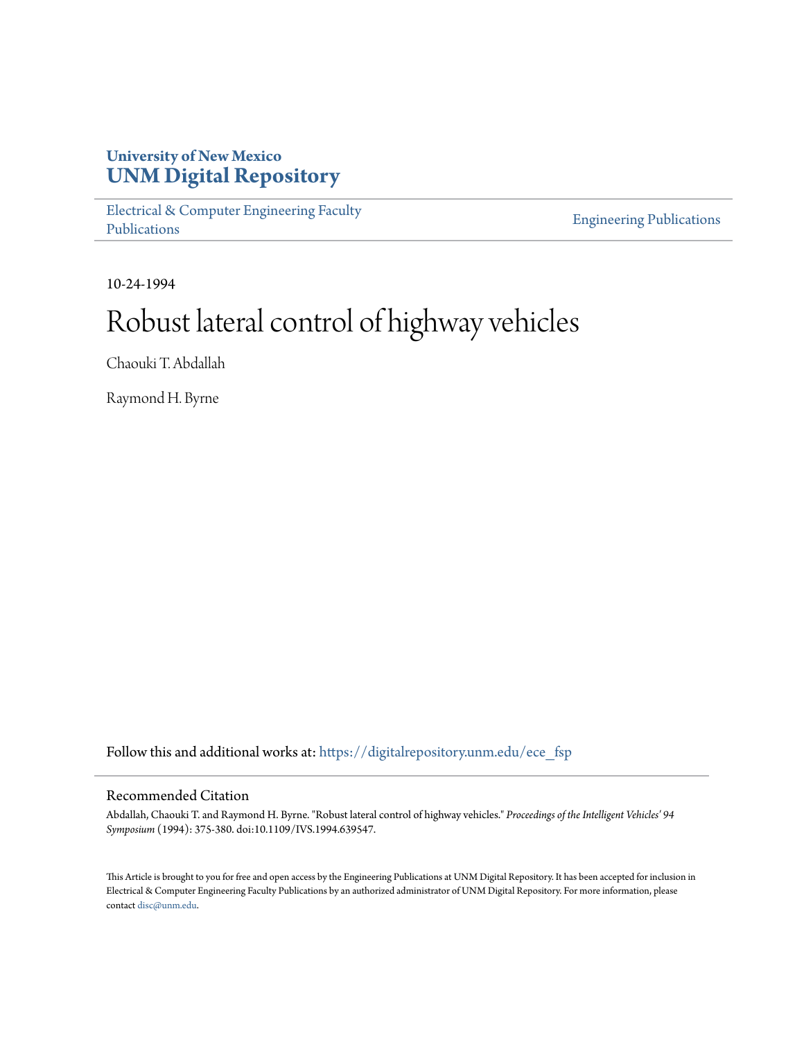# University of New Mexico
# UNM Digital Repository

Electrical & Computer Engineering Faculty Publications

Engineering Publications

10-24-1994

# Robust lateral control of highway vehicles

Chaouki T. Abdallah

Raymond H. Byrne

Follow this and additional works at: https://digitalrepository.unm.edu/ece_fsp

## Recommended Citation

Abdallah, Chaouki T. and Raymond H. Byrne. "Robust lateral control of highway vehicles." *Proceedings of the Intelligent Vehicles' 94 Symposium* (1994): 375-380. doi:10.1109/IVS.1994.639547.

This Article is brought to you for free and open access by the Engineering Publications at UNM Digital Repository. It has been accepted for inclusion in Electrical & Computer Engineering Faculty Publications by an authorized administrator of UNM Digital Repository. For more information, please contact disc@unm.edu.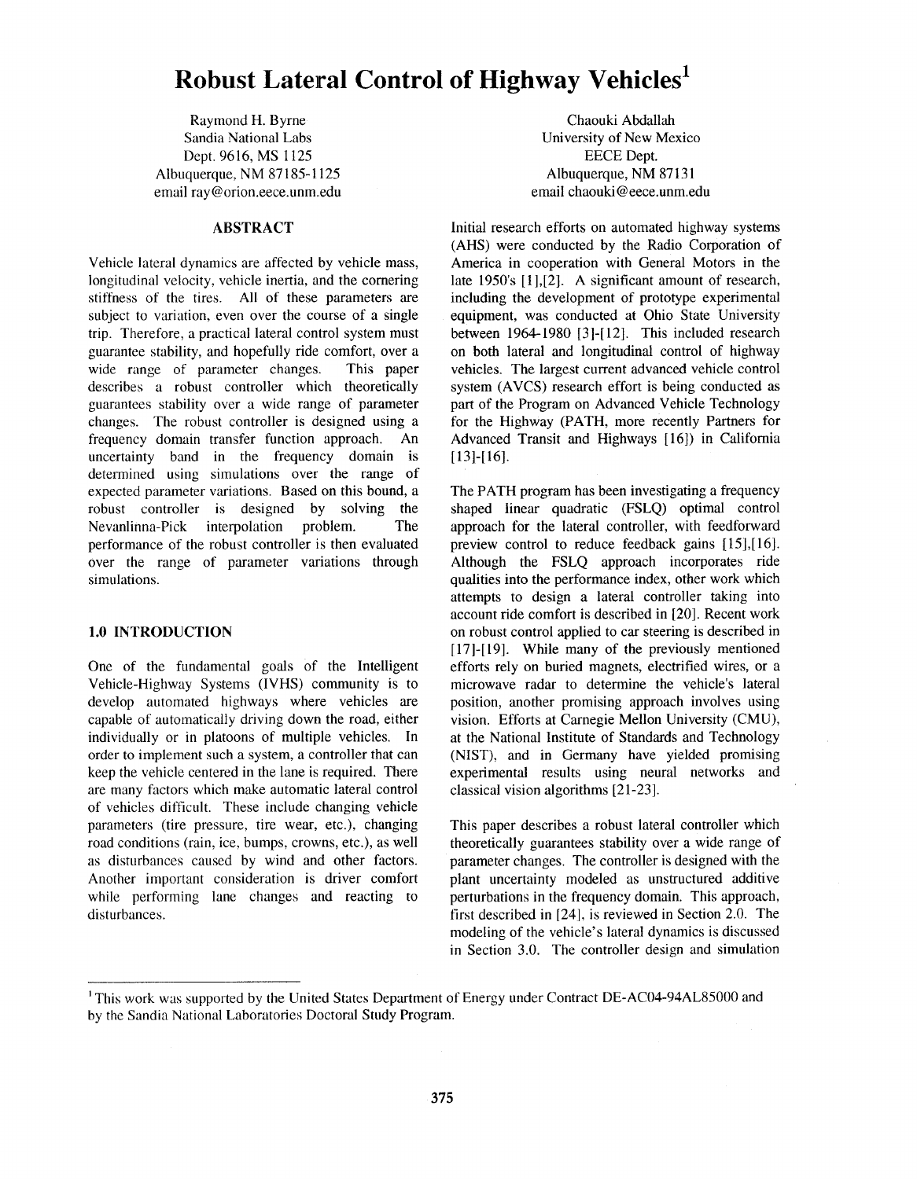# Robust Lateral Control of Highway Vehicles[1]

Raymond H. Byrne
Sandia National Labs
Dept. 9616, MS 1125
Albuquerque, NM 87185-1125
email ray@orion.eece.unm.edu

Chaouki Abdallah
University of New Mexico
EECE Dept.
Albuquerque, NM 87131
email chaouki@eece.unm.edu

## ABSTRACT

Vehicle lateral dynamics are affected by vehicle mass, longitudinal velocity, vehicle inertia, and the cornering stiffness of the tires. All of these parameters are subject to variation, even over the course of a single trip. Therefore, a practical lateral control system must guarantee stability, and hopefully ride comfort, over a wide range of parameter changes. This paper describes a robust controller which theoretically guarantees stability over a wide range of parameter changes. The robust controller is designed using a frequency domain transfer function approach. An uncertainty band in the frequency domain is determined using simulations over the range of expected parameter variations. Based on this bound, a robust controller is designed by solving the Nevanlinna-Pick interpolation problem. The performance of the robust controller is then evaluated over the range of parameter variations through simulations.

## 1.0 INTRODUCTION

One of the fundamental goals of the Intelligent Vehicle-Highway Systems (IVHS) community is to develop automated highways where vehicles are capable of automatically driving down the road, either individually or in platoons of multiple vehicles. In order to implement such a system, a controller that can keep the vehicle centered in the lane is required. There are many factors which make automatic lateral control of vehicles difficult. These include changing vehicle parameters (tire pressure, tire wear, etc.), changing road conditions (rain, ice, bumps, crowns, etc.), as well as disturbances caused by wind and other factors. Another important consideration is driver comfort while performing lane changes and reacting to disturbances.

Initial research efforts on automated highway systems (AHS) were conducted by the Radio Corporation of America in cooperation with General Motors in the late 1950's [1],[2]. A significant amount of research, including the development of prototype experimental equipment, was conducted at Ohio State University between 1964-1980 [3]-[12]. This included research on both lateral and longitudinal control of highway vehicles. The largest current advanced vehicle control system (AVCS) research effort is being conducted as part of the Program on Advanced Vehicle Technology for the Highway (PATH, more recently Partners for Advanced Transit and Highways [16]) in California [13]-[16].

The PATH program has been investigating a frequency shaped linear quadratic (FSLQ) optimal control approach for the lateral controller, with feedforward preview control to reduce feedback gains [15],[16]. Although the FSLQ approach incorporates ride qualities into the performance index, other work which attempts to design a lateral controller taking into account ride comfort is described in [20]. Recent work on robust control applied to car steering is described in [17]-[19]. While many of the previously mentioned efforts rely on buried magnets, electrified wires, or a microwave radar to determine the vehicle's lateral position, another promising approach involves using vision. Efforts at Carnegie Mellon University (CMU), at the National Institute of Standards and Technology (NIST), and in Germany have yielded promising experimental results using neural networks and classical vision algorithms [21-23].

This paper describes a robust lateral controller which theoretically guarantees stability over a wide range of parameter changes. The controller is designed with the plant uncertainty modeled as unstructured additive perturbations in the frequency domain. This approach, first described in [24], is reviewed in Section 2.0. The modeling of the vehicle's lateral dynamics is discussed in Section 3.0. The controller design and simulation

[1] This work was supported by the United States Department of Energy under Contract DE-AC04-94AL85000 and by the Sandia National Laboratories Doctoral Study Program.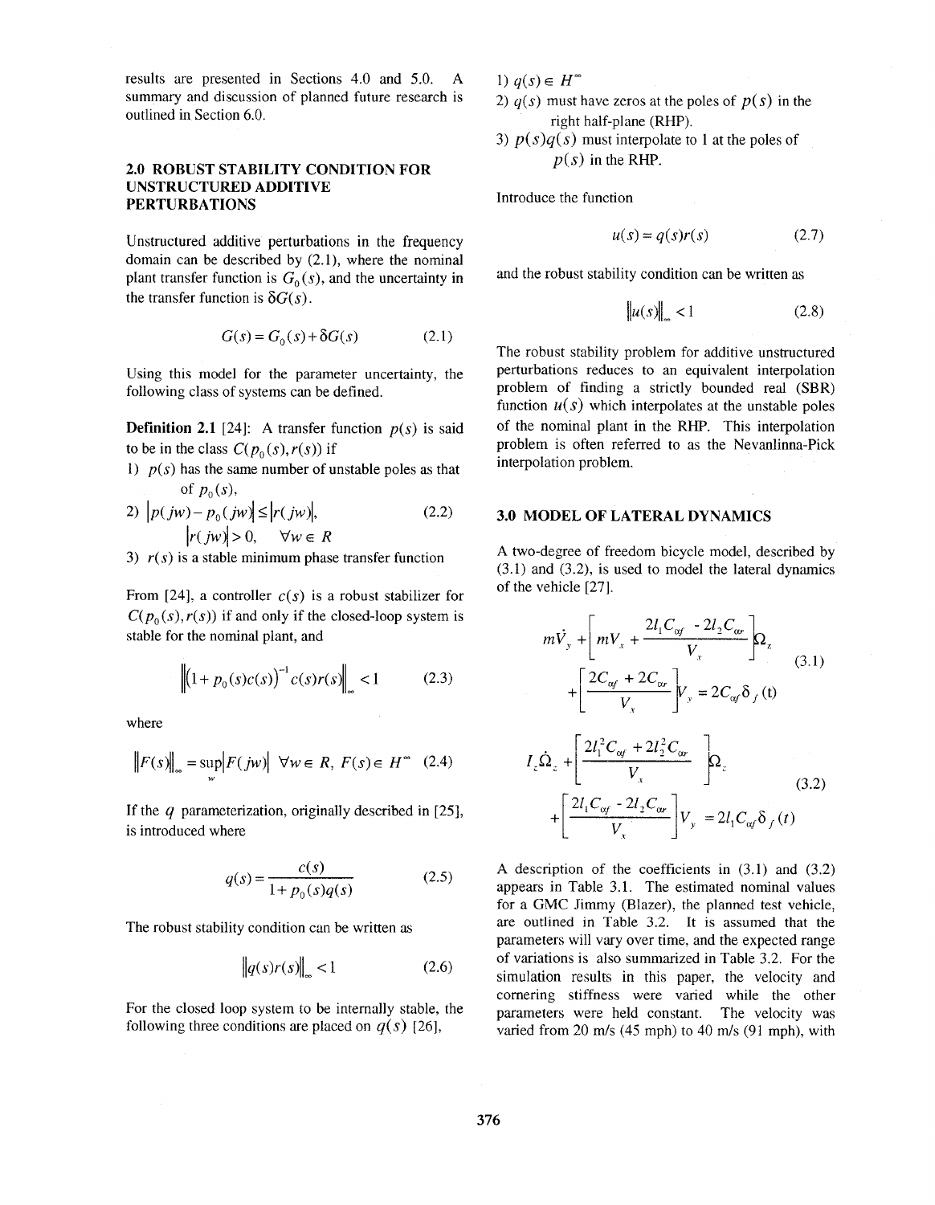results are presented in Sections 4.0 and 5.0. A summary and discussion of planned future research is outlined in Section 6.0.

## 2.0 ROBUST STABILITY CONDITION FOR UNSTRUCTURED ADDITIVE PERTURBATIONS

Unstructured additive perturbations in the frequency domain can be described by (2.1), where the nominal plant transfer function is $G_0(s)$, and the uncertainty in the transfer function is $\delta G(s)$.

$$G(s) = G_0(s) + \delta G(s) \tag{2.1}$$

Using this model for the parameter uncertainty, the following class of systems can be defined.

**Definition 2.1** [24]: A transfer function $p(s)$ is said to be in the class $C(p_0(s), r(s))$ if

1) $p(s)$ has the same number of unstable poles as that of $p_0(s)$,
2) $|p(jw) - p_0(jw)| \leq |r(jw)|$, $\quad |r(jw)| > 0, \quad \forall w \in R$ (2.2)
3) $r(s)$ is a stable minimum phase transfer function

From [24], a controller $c(s)$ is a robust stabilizer for $C(p_0(s), r(s))$ if and only if the closed-loop system is stable for the nominal plant, and

$$\left\| (1 + p_0(s)c(s))^{-1} c(s) r(s) \right\|_\infty < 1 \tag{2.3}$$

where

$$\|F(s)\|_\infty = \sup_w |F(jw)| \quad \forall w \in R, \; F(s) \in H^\infty \tag{2.4}$$

If the $q$ parameterization, originally described in [25], is introduced where

$$q(s) = \frac{c(s)}{1 + p_0(s)q(s)} \tag{2.5}$$

The robust stability condition can be written as

$$\|q(s)r(s)\|_\infty < 1 \tag{2.6}$$

For the closed loop system to be internally stable, the following three conditions are placed on $q(s)$ [26],

1) $q(s) \in H^\infty$
2) $q(s)$ must have zeros at the poles of $p(s)$ in the right half-plane (RHP).
3) $p(s)q(s)$ must interpolate to 1 at the poles of $p(s)$ in the RHP.

Introduce the function

$$u(s) = q(s)r(s) \tag{2.7}$$

and the robust stability condition can be written as

$$\|u(s)\|_\infty < 1 \tag{2.8}$$

The robust stability problem for additive unstructured perturbations reduces to an equivalent interpolation problem of finding a strictly bounded real (SBR) function $u(s)$ which interpolates at the unstable poles of the nominal plant in the RHP. This interpolation problem is often referred to as the Nevanlinna-Pick interpolation problem.

## 3.0 MODEL OF LATERAL DYNAMICS

A two-degree of freedom bicycle model, described by (3.1) and (3.2), is used to model the lateral dynamics of the vehicle [27].

$$m\dot{V}_y + \left[ mV_x + \frac{2l_1C_{\alpha f} - 2l_2C_{\alpha r}}{V_x} \right]\Omega_z + \left[ \frac{2C_{\alpha f} + 2C_{\alpha r}}{V_x} \right] V_y = 2C_{\alpha f}\delta_f(t) \tag{3.1}$$

$$I_z\dot{\Omega}_z + \left[ \frac{2l_1^2C_{\alpha f} + 2l_2^2C_{\alpha r}}{V_x} \right]\Omega_z + \left[ \frac{2l_1C_{\alpha f} - 2l_2C_{\alpha r}}{V_x} \right] V_y = 2l_1C_{\alpha f}\delta_f(t) \tag{3.2}$$

A description of the coefficients in (3.1) and (3.2) appears in Table 3.1. The estimated nominal values for a GMC Jimmy (Blazer), the planned test vehicle, are outlined in Table 3.2. It is assumed that the parameters will vary over time, and the expected range of variations is also summarized in Table 3.2. For the simulation results in this paper, the velocity and cornering stiffness were varied while the other parameters were held constant. The velocity was varied from 20 m/s (45 mph) to 40 m/s (91 mph), with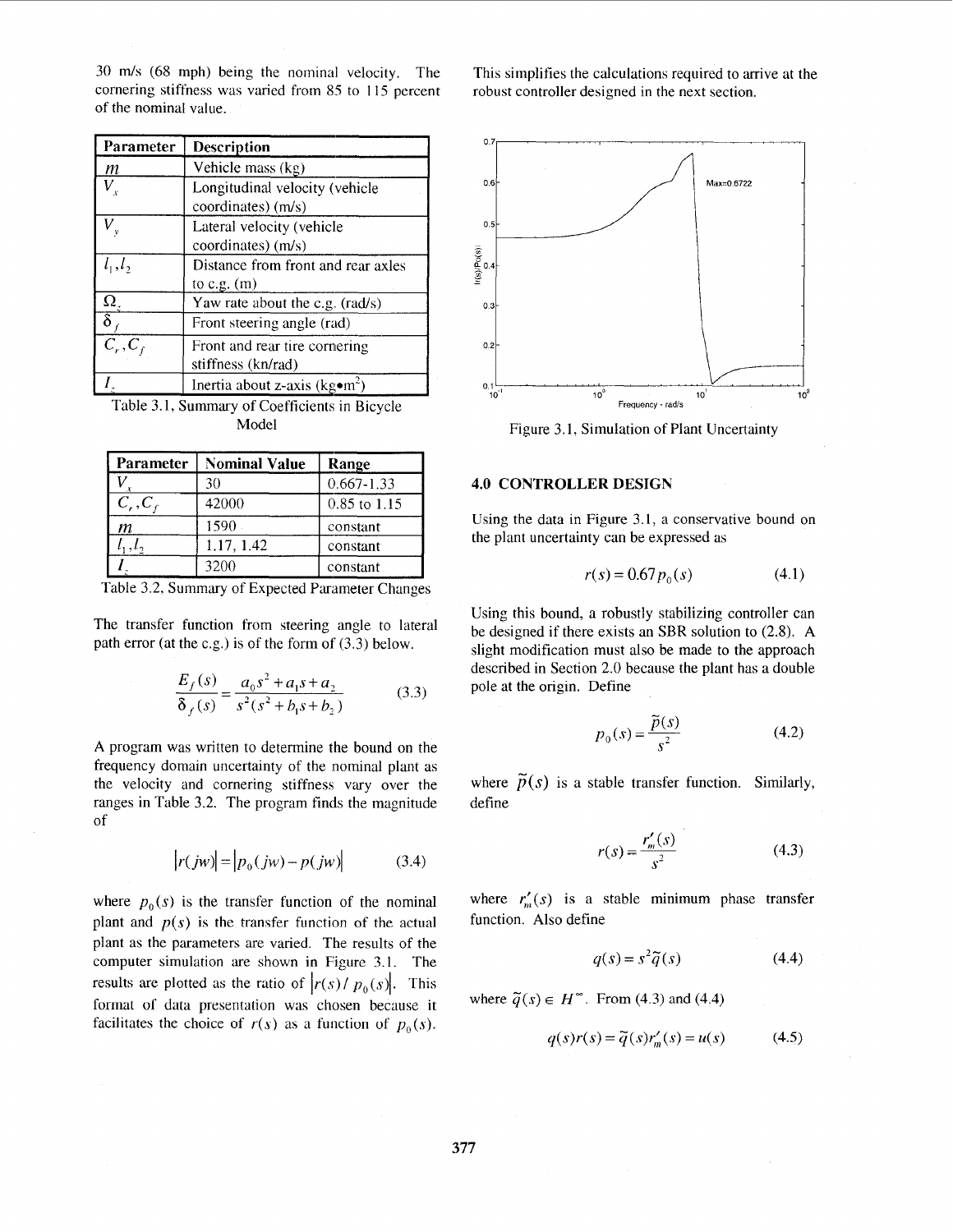30 m/s (68 mph) being the nominal velocity. The cornering stiffness was varied from 85 to 115 percent of the nominal value.

| Parameter | Description |
|---|---|
| $m$ | Vehicle mass (kg) |
| $V_x$ | Longitudinal velocity (vehicle coordinates) (m/s) |
| $V_y$ | Lateral velocity (vehicle coordinates) (m/s) |
| $l_1, l_2$ | Distance from front and rear axles to c.g. (m) |
| $\Omega_z$ | Yaw rate about the c.g. (rad/s) |
| $\delta_f$ | Front steering angle (rad) |
| $C_r, C_f$ | Front and rear tire cornering stiffness (kn/rad) |
| $I_z$ | Inertia about z-axis (kg•m$^2$) |

Table 3.1, Summary of Coefficients in Bicycle Model

| Parameter | Nominal Value | Range |
|---|---|---|
| $V_x$ | 30 | 0.667-1.33 |
| $C_r, C_f$ | 42000 | 0.85 to 1.15 |
| $m$ | 1590 | constant |
| $l_1, l_2$ | 1.17, 1.42 | constant |
| $I_z$ | 3200 | constant |

Table 3.2, Summary of Expected Parameter Changes

The transfer function from steering angle to lateral path error (at the c.g.) is of the form of (3.3) below.

$$\frac{E_f(s)}{\delta_f(s)} = \frac{a_0 s^2 + a_1 s + a_2}{s^2(s^2 + b_1 s + b_2)} \tag{3.3}$$

A program was written to determine the bound on the frequency domain uncertainty of the nominal plant as the velocity and cornering stiffness vary over the ranges in Table 3.2. The program finds the magnitude of

$$|r(jw)| = |p_0(jw) - p(jw)| \tag{3.4}$$

where $p_0(s)$ is the transfer function of the nominal plant and $p(s)$ is the transfer function of the actual plant as the parameters are varied. The results of the computer simulation are shown in Figure 3.1. The results are plotted as the ratio of $|r(s)/p_0(s)|$. This format of data presentation was chosen because it facilitates the choice of $r(s)$ as a function of $p_0(s)$. This simplifies the calculations required to arrive at the robust controller designed in the next section.

Figure 3.1, Simulation of Plant Uncertainty

## 4.0 CONTROLLER DESIGN

Using the data in Figure 3.1, a conservative bound on the plant uncertainty can be expressed as

$$r(s) = 0.67 p_0(s) \tag{4.1}$$

Using this bound, a robustly stabilizing controller can be designed if there exists an SBR solution to (2.8). A slight modification must also be made to the approach described in Section 2.0 because the plant has a double pole at the origin. Define

$$p_0(s) = \frac{\tilde{p}(s)}{s^2} \tag{4.2}$$

where $\tilde{p}(s)$ is a stable transfer function. Similarly, define

$$r(s) = \frac{r'_m(s)}{s^2} \tag{4.3}$$

where $r'_m(s)$ is a stable minimum phase transfer function. Also define

$$q(s) = s^2 \tilde{q}(s) \tag{4.4}$$

where $\tilde{q}(s) \in H^\infty$. From (4.3) and (4.4)

$$q(s) r(s) = \tilde{q}(s) r'_m(s) = u(s) \tag{4.5}$$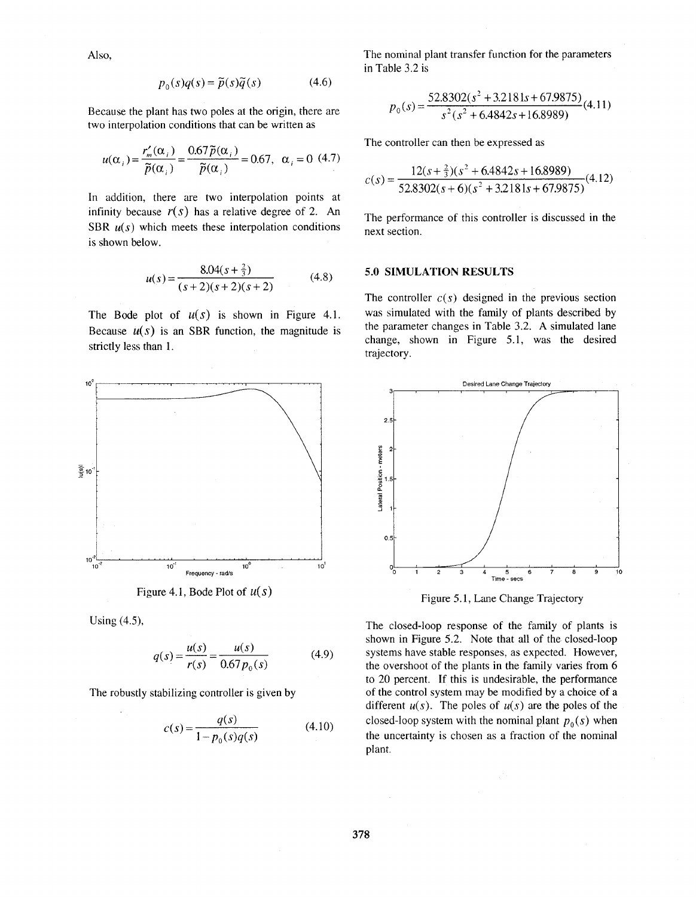Also,

$$p_0(s)q(s) = \tilde{p}(s)\tilde{q}(s) \quad (4.6)$$

Because the plant has two poles at the origin, there are two interpolation conditions that can be written as

$$u(\alpha_i) = \frac{r_m'(\alpha_i)}{\tilde{p}(\alpha_i)} = \frac{0.67\tilde{p}(\alpha_i)}{\tilde{p}(\alpha_i)} = 0.67, \quad \alpha_i = 0 \quad (4.7)$$

In addition, there are two interpolation points at infinity because $r(s)$ has a relative degree of 2. An SBR $u(s)$ which meets these interpolation conditions is shown below.

$$u(s) = \frac{8.04(s + \frac{2}{3})}{(s+2)(s+2)(s+2)} \quad (4.8)$$

The Bode plot of $u(s)$ is shown in Figure 4.1. Because $u(s)$ is an SBR function, the magnitude is strictly less than 1.

Figure 4.1, Bode Plot of $u(s)$

Using (4.5),

$$q(s) = \frac{u(s)}{r(s)} = \frac{u(s)}{0.67 p_0(s)} \quad (4.9)$$

The robustly stabilizing controller is given by

$$c(s) = \frac{q(s)}{1 - p_0(s)q(s)} \quad (4.10)$$

The nominal plant transfer function for the parameters in Table 3.2 is

$$p_0(s) = \frac{52.8302(s^2 + 3.2181s + 67.9875)}{s^2(s^2 + 6.4842s + 16.8989)} \quad (4.11)$$

The controller can then be expressed as

$$c(s) = \frac{12(s + \frac{2}{3})(s^2 + 6.4842s + 16.8989)}{52.8302(s+6)(s^2 + 3.2181s + 67.9875)} \quad (4.12)$$

The performance of this controller is discussed in the next section.

## 5.0 SIMULATION RESULTS

The controller $c(s)$ designed in the previous section was simulated with the family of plants described by the parameter changes in Table 3.2. A simulated lane change, shown in Figure 5.1, was the desired trajectory.

Figure 5.1, Lane Change Trajectory

The closed-loop response of the family of plants is shown in Figure 5.2. Note that all of the closed-loop systems have stable responses, as expected. However, the overshoot of the plants in the family varies from 6 to 20 percent. If this is undesirable, the performance of the control system may be modified by a choice of a different $u(s)$. The poles of $u(s)$ are the poles of the closed-loop system with the nominal plant $p_0(s)$ when the uncertainty is chosen as a fraction of the nominal plant.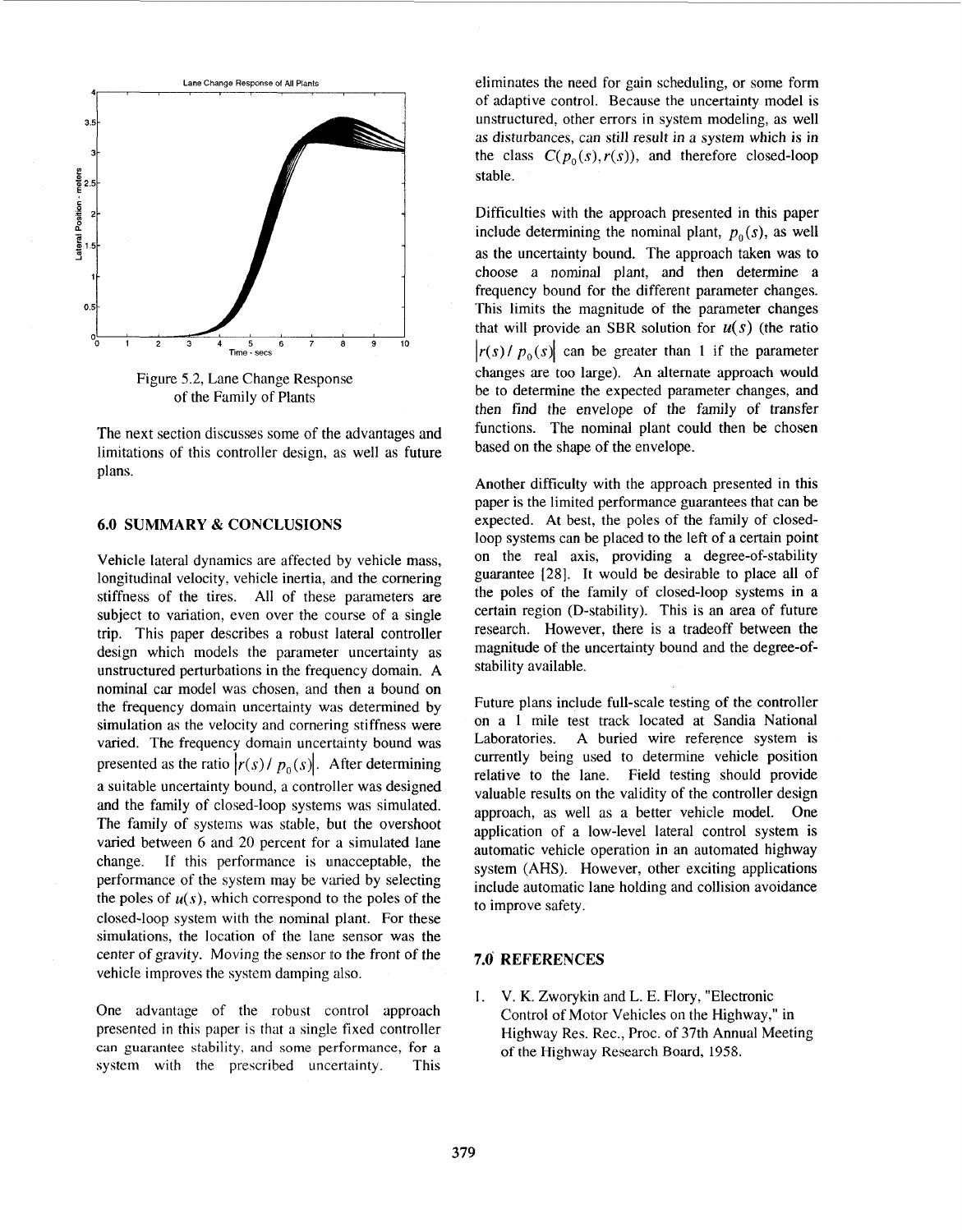Figure 5.2, Lane Change Response of the Family of Plants

The next section discusses some of the advantages and limitations of this controller design, as well as future plans.

## 6.0 SUMMARY & CONCLUSIONS

Vehicle lateral dynamics are affected by vehicle mass, longitudinal velocity, vehicle inertia, and the cornering stiffness of the tires. All of these parameters are subject to variation, even over the course of a single trip. This paper describes a robust lateral controller design which models the parameter uncertainty as unstructured perturbations in the frequency domain. A nominal car model was chosen, and then a bound on the frequency domain uncertainty was determined by simulation as the velocity and cornering stiffness were varied. The frequency domain uncertainty bound was presented as the ratio $|r(s)/p_0(s)|$. After determining a suitable uncertainty bound, a controller was designed and the family of closed-loop systems was simulated. The family of systems was stable, but the overshoot varied between 6 and 20 percent for a simulated lane change. If this performance is unacceptable, the performance of the system may be varied by selecting the poles of $u(s)$, which correspond to the poles of the closed-loop system with the nominal plant. For these simulations, the location of the lane sensor was the center of gravity. Moving the sensor to the front of the vehicle improves the system damping also.

One advantage of the robust control approach presented in this paper is that a single fixed controller can guarantee stability, and some performance, for a system with the prescribed uncertainty. This eliminates the need for gain scheduling, or some form of adaptive control. Because the uncertainty model is unstructured, other errors in system modeling, as well as disturbances, can still result in a system which is in the class $C(p_0(s), r(s))$, and therefore closed-loop stable.

Difficulties with the approach presented in this paper include determining the nominal plant, $p_0(s)$, as well as the uncertainty bound. The approach taken was to choose a nominal plant, and then determine a frequency bound for the different parameter changes. This limits the magnitude of the parameter changes that will provide an SBR solution for $u(s)$ (the ratio $|r(s)/p_0(s)|$ can be greater than 1 if the parameter changes are too large). An alternate approach would be to determine the expected parameter changes, and then find the envelope of the family of transfer functions. The nominal plant could then be chosen based on the shape of the envelope.

Another difficulty with the approach presented in this paper is the limited performance guarantees that can be expected. At best, the poles of the family of closed-loop systems can be placed to the left of a certain point on the real axis, providing a degree-of-stability guarantee [28]. It would be desirable to place all of the poles of the family of closed-loop systems in a certain region (D-stability). This is an area of future research. However, there is a tradeoff between the magnitude of the uncertainty bound and the degree-of-stability available.

Future plans include full-scale testing of the controller on a 1 mile test track located at Sandia National Laboratories. A buried wire reference system is currently being used to determine vehicle position relative to the lane. Field testing should provide valuable results on the validity of the controller design approach, as well as a better vehicle model. One application of a low-level lateral control system is automatic vehicle operation in an automated highway system (AHS). However, other exciting applications include automatic lane holding and collision avoidance to improve safety.

## 7.0 REFERENCES

1. V. K. Zworykin and L. E. Flory, "Electronic Control of Motor Vehicles on the Highway," in Highway Res. Rec., Proc. of 37th Annual Meeting of the Highway Research Board, 1958.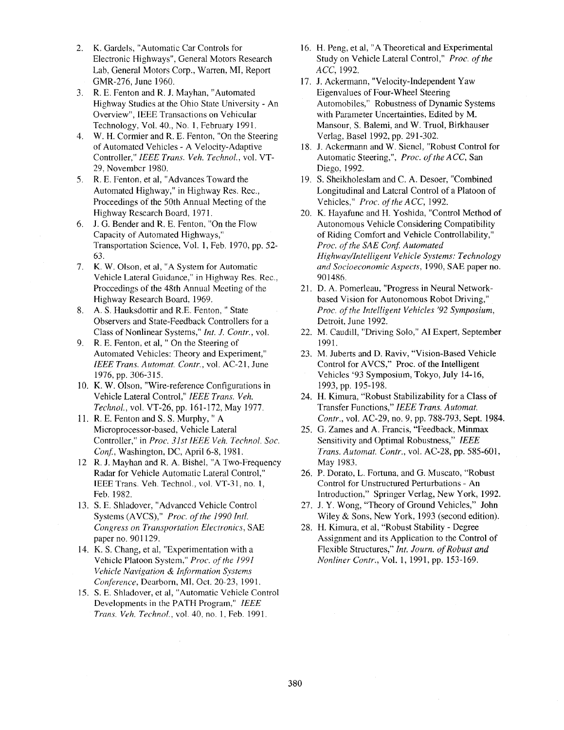2. K. Gardels, "Automatic Car Controls for Electronic Highways", General Motors Research Lab, General Motors Corp., Warren, MI, Report GMR-276, June 1960.
3. R. E. Fenton and R. J. Mayhan, "Automated Highway Studies at the Ohio State University - An Overview", IEEE Transactions on Vehicular Technology, Vol. 40., No. 1, February 1991.
4. W. H. Cormier and R. E. Fenton, "On the Steering of Automated Vehicles - A Velocity-Adaptive Controller," *IEEE Trans. Veh. Technol.*, vol. VT-29, November 1980.
5. R. E. Fenton, et al, "Advances Toward the Automated Highway," in Highway Res. Rec., Proceedings of the 50th Annual Meeting of the Highway Research Board, 1971.
6. J. G. Bender and R. E. Fenton, "On the Flow Capacity of Automated Highways," Transportation Science, Vol. 1, Feb. 1970, pp. 52-63.
7. K. W. Olson, et al, "A System for Automatic Vehicle Lateral Guidance," in Highway Res. Rec., Proceedings of the 48th Annual Meeting of the Highway Research Board, 1969.
8. A. S. Hauksdottir and R.E. Fenton, " State Observers and State-Feedback Controllers for a Class of Nonlinear Systems," *Int. J. Contr.*, vol.
9. R. E. Fenton, et al, " On the Steering of Automated Vehicles: Theory and Experiment," *IEEE Trans. Automat. Contr.*, vol. AC-21, June 1976, pp. 306-315.
10. K. W. Olson, "Wire-reference Configurations in Vehicle Lateral Control," *IEEE Trans. Veh. Technol.*, vol. VT-26, pp. 161-172, May 1977.
11. R. E. Fenton and S. S. Murphy, " A Microprocessor-based, Vehicle Lateral Controller," in *Proc. 31st IEEE Veh. Technol. Soc. Conf.*, Washington, DC, April 6-8, 1981.
12. R. J. Mayhan and R. A. Bishel, "A Two-Frequency Radar for Vehicle Automatic Lateral Control," IEEE Trans. Veh. Technol., vol. VT-31, no. 1, Feb. 1982.
13. S. E. Shladover, "Advanced Vehicle Control Systems (AVCS)," *Proc. of the 1990 Intl. Congress on Transportation Electronics*, SAE paper no. 901129.
14. K. S. Chang, et al, "Experimentation with a Vehicle Platoon System," *Proc. of the 1991 Vehicle Navigation & Information Systems Conference*, Dearborn, MI, Oct. 20-23, 1991.
15. S. E. Shladover, et al, "Automatic Vehicle Control Developments in the PATH Program," *IEEE Trans. Veh. Technol.*, vol. 40, no. 1, Feb. 1991.
16. H. Peng, et al, "A Theoretical and Experimental Study on Vehicle Lateral Control," *Proc. of the ACC*, 1992.
17. J. Ackermann, "Velocity-Independent Yaw Eigenvalues of Four-Wheel Steering Automobiles," Robustness of Dynamic Systems with Parameter Uncertainties, Edited by M. Mansour, S. Balemi, and W. Truol, Birkhauser Verlag, Basel 1992, pp. 291-302.
18. J. Ackermann and W. Sienel, "Robust Control for Automatic Steering,", *Proc. of the ACC*, San Diego, 1992.
19. S. Sheikholeslam and C. A. Desoer, "Combined Longitudinal and Lateral Control of a Platoon of Vehicles," *Proc. of the ACC*, 1992.
20. K. Hayafune and H. Yoshida, "Control Method of Autonomous Vehicle Considering Compatibility of Riding Comfort and Vehicle Controllability," *Proc. of the SAE Conf. Automated Highway/Intelligent Vehicle Systems: Technology and Socioeconomic Aspects*, 1990, SAE paper no. 901486.
21. D. A. Pomerleau, "Progress in Neural Network-based Vision for Autonomous Robot Driving," *Proc. of the Intelligent Vehicles '92 Symposium*, Detroit, June 1992.
22. M. Caudill, "Driving Solo," AI Expert, September 1991.
23. M. Juberts and D. Raviv, "Vision-Based Vehicle Control for AVCS," Proc. of the Intelligent Vehicles '93 Symposium, Tokyo, July 14-16, 1993, pp. 195-198.
24. H. Kimura, "Robust Stabilizability for a Class of Transfer Functions," *IEEE Trans. Automat. Contr.*, vol. AC-29, no. 9, pp. 788-793, Sept. 1984.
25. G. Zames and A. Francis, "Feedback, Minmax Sensitivity and Optimal Robustness," *IEEE Trans. Automat. Contr.*, vol. AC-28, pp. 585-601, May 1983.
26. P. Dorato, L. Fortuna, and G. Muscato, "Robust Control for Unstructured Perturbations - An Introduction," Springer Verlag, New York, 1992.
27. J. Y. Wong, "Theory of Ground Vehicles," John Wiley & Sons, New York, 1993 (second edition).
28. H. Kimura, et al, "Robust Stability - Degree Assignment and its Application to the Control of Flexible Structures," *Int. Journ. of Robust and Nonliner Contr.*, Vol. 1, 1991, pp. 153-169.